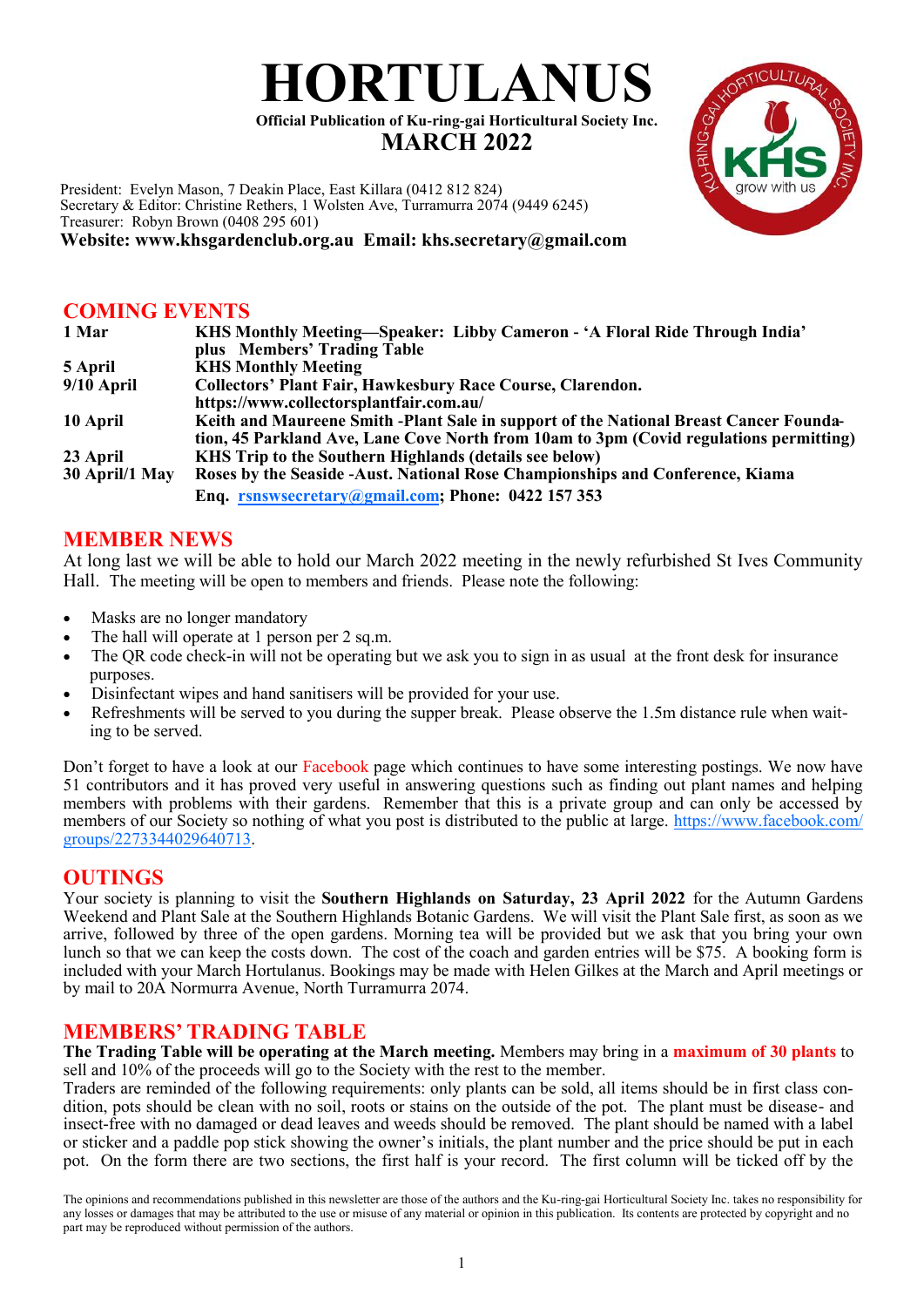# HORTULANUS

**Official Publication of Ku-ring-gai Horticultural Society Inc.**

## MARCH 2022

President: Evelyn Mason, 7 Deakin Place, East Killara (0412 812 824)
Secretary & Editor: Christine Rethers, 1 Wolsten Ave, Turramurra 2074 (9449 6245)
Treasurer: Robyn Brown (0408 295 601)
**Website: www.khsgardenclub.org.au Email: khs.secretary@gmail.com**

## COMING EVENTS

| | |
|---|---|
| **1 Mar** | **KHS Monthly Meeting—Speaker: Libby Cameron - 'A Floral Ride Through India' plus Members' Trading Table** |
| **5 April** | **KHS Monthly Meeting** |
| **9/10 April** | **Collectors' Plant Fair, Hawkesbury Race Course, Clarendon. https://www.collectorsplantfair.com.au/** |
| **10 April** | **Keith and Maureene Smith -Plant Sale in support of the National Breast Cancer Foundation, 45 Parkland Ave, Lane Cove North from 10am to 3pm (Covid regulations permitting)** |
| **23 April** | **KHS Trip to the Southern Highlands (details see below)** |
| **30 April/1 May** | **Roses by the Seaside -Aust. National Rose Championships and Conference, Kiama Enq. rsnswsecretary@gmail.com; Phone: 0422 157 353** |

## MEMBER NEWS

At long last we will be able to hold our March 2022 meeting in the newly refurbished St Ives Community Hall. The meeting will be open to members and friends. Please note the following:

- Masks are no longer mandatory
- The hall will operate at 1 person per 2 sq.m.
- The QR code check-in will not be operating but we ask you to sign in as usual at the front desk for insurance purposes.
- Disinfectant wipes and hand sanitisers will be provided for your use.
- Refreshments will be served to you during the supper break. Please observe the 1.5m distance rule when waiting to be served.

Don't forget to have a look at our Facebook page which continues to have some interesting postings. We now have 51 contributors and it has proved very useful in answering questions such as finding out plant names and helping members with problems with their gardens. Remember that this is a private group and can only be accessed by members of our Society so nothing of what you post is distributed to the public at large. https://www.facebook.com/groups/2273344029640713.

## OUTINGS

Your society is planning to visit the **Southern Highlands on Saturday, 23 April 2022** for the Autumn Gardens Weekend and Plant Sale at the Southern Highlands Botanic Gardens. We will visit the Plant Sale first, as soon as we arrive, followed by three of the open gardens. Morning tea will be provided but we ask that you bring your own lunch so that we can keep the costs down. The cost of the coach and garden entries will be $75. A booking form is included with your March Hortulanus. Bookings may be made with Helen Gilkes at the March and April meetings or by mail to 20A Normurra Avenue, North Turramurra 2074.

## MEMBERS' TRADING TABLE

**The Trading Table will be operating at the March meeting.** Members may bring in a **maximum of 30 plants** to sell and 10% of the proceeds will go to the Society with the rest to the member.

Traders are reminded of the following requirements: only plants can be sold, all items should be in first class condition, pots should be clean with no soil, roots or stains on the outside of the pot. The plant must be disease- and insect-free with no damaged or dead leaves and weeds should be removed. The plant should be named with a label or sticker and a paddle pop stick showing the owner's initials, the plant number and the price should be put in each pot. On the form there are two sections, the first half is your record. The first column will be ticked off by the

The opinions and recommendations published in this newsletter are those of the authors and the Ku-ring-gai Horticultural Society Inc. takes no responsibility for any losses or damages that may be attributed to the use or misuse of any material or opinion in this publication. Its contents are protected by copyright and no part may be reproduced without permission of the authors.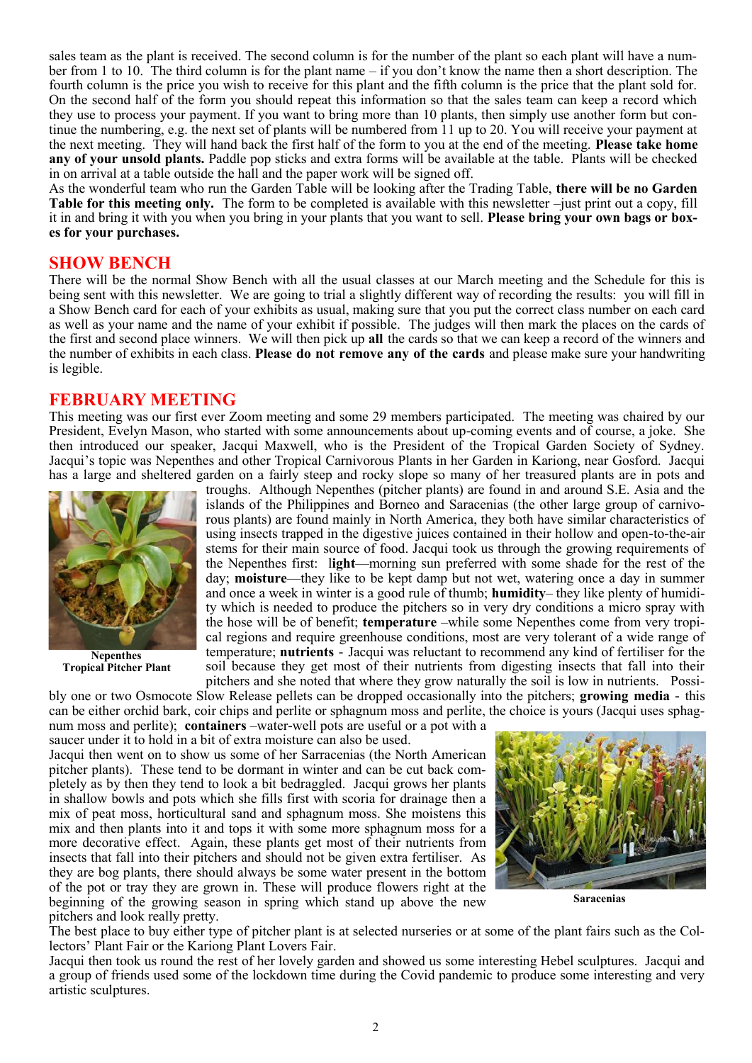sales team as the plant is received. The second column is for the number of the plant so each plant will have a number from 1 to 10. The third column is for the plant name – if you don't know the name then a short description. The fourth column is the price you wish to receive for this plant and the fifth column is the price that the plant sold for. On the second half of the form you should repeat this information so that the sales team can keep a record which they use to process your payment. If you want to bring more than 10 plants, then simply use another form but continue the numbering, e.g. the next set of plants will be numbered from 11 up to 20. You will receive your payment at the next meeting. They will hand back the first half of the form to you at the end of the meeting. **Please take home any of your unsold plants.** Paddle pop sticks and extra forms will be available at the table. Plants will be checked in on arrival at a table outside the hall and the paper work will be signed off.

As the wonderful team who run the Garden Table will be looking after the Trading Table, **there will be no Garden Table for this meeting only.** The form to be completed is available with this newsletter –just print out a copy, fill it in and bring it with you when you bring in your plants that you want to sell. **Please bring your own bags or boxes for your purchases.**

## SHOW BENCH

There will be the normal Show Bench with all the usual classes at our March meeting and the Schedule for this is being sent with this newsletter. We are going to trial a slightly different way of recording the results: you will fill in a Show Bench card for each of your exhibits as usual, making sure that you put the correct class number on each card as well as your name and the name of your exhibit if possible. The judges will then mark the places on the cards of the first and second place winners. We will then pick up **all** the cards so that we can keep a record of the winners and the number of exhibits in each class. **Please do not remove any of the cards** and please make sure your handwriting is legible.

## FEBRUARY MEETING

This meeting was our first ever Zoom meeting and some 29 members participated. The meeting was chaired by our President, Evelyn Mason, who started with some announcements about up-coming events and of course, a joke. She then introduced our speaker, Jacqui Maxwell, who is the President of the Tropical Garden Society of Sydney. Jacqui's topic was Nepenthes and other Tropical Carnivorous Plants in her Garden in Kariong, near Gosford. Jacqui has a large and sheltered garden on a fairly steep and rocky slope so many of her treasured plants are in pots and troughs. Although Nepenthes (pitcher plants) are found in and around S.E. Asia and the islands of the Philippines and Borneo and Saracenias (the other large group of carnivorous plants) are found mainly in North America, they both have similar characteristics of using insects trapped in the digestive juices contained in their hollow and open-to-the-air stems for their main source of food. Jacqui took us through the growing requirements of the Nepenthes first: **light**—morning sun preferred with some shade for the rest of the day; **moisture**—they like to be kept damp but not wet, watering once a day in summer and once a week in winter is a good rule of thumb; **humidity**– they like plenty of humidity which is needed to produce the pitchers so in very dry conditions a micro spray with the hose will be of benefit; **temperature** –while some Nepenthes come from very tropical regions and require greenhouse conditions, most are very tolerant of a wide range of temperature; **nutrients** - Jacqui was reluctant to recommend any kind of fertiliser for the soil because they get most of their nutrients from digesting insects that fall into their pitchers and she noted that where they grow naturally the soil is low in nutrients. Possibly one or two Osmocote Slow Release pellets can be dropped occasionally into the pitchers; **growing media** - this can be either orchid bark, coir chips and perlite or sphagnum moss and perlite, the choice is yours (Jacqui uses sphagnum moss and perlite); **containers** –water-well pots are useful or a pot with a saucer under it to hold in a bit of extra moisture can also be used.

**Nepenthes**
**Tropical Pitcher Plant**

Jacqui then went on to show us some of her Sarracenias (the North American pitcher plants). These tend to be dormant in winter and can be cut back completely as by then they tend to look a bit bedraggled. Jacqui grows her plants in shallow bowls and pots which she fills first with scoria for drainage then a mix of peat moss, horticultural sand and sphagnum moss. She moistens this mix and then plants into it and tops it with some more sphagnum moss for a more decorative effect. Again, these plants get most of their nutrients from insects that fall into their pitchers and should not be given extra fertiliser. As they are bog plants, there should always be some water present in the bottom of the pot or tray they are grown in. These will produce flowers right at the beginning of the growing season in spring which stand up above the new pitchers and look really pretty.

**Saracenias**

The best place to buy either type of pitcher plant is at selected nurseries or at some of the plant fairs such as the Collectors' Plant Fair or the Kariong Plant Lovers Fair.

Jacqui then took us round the rest of her lovely garden and showed us some interesting Hebel sculptures. Jacqui and a group of friends used some of the lockdown time during the Covid pandemic to produce some interesting and very artistic sculptures.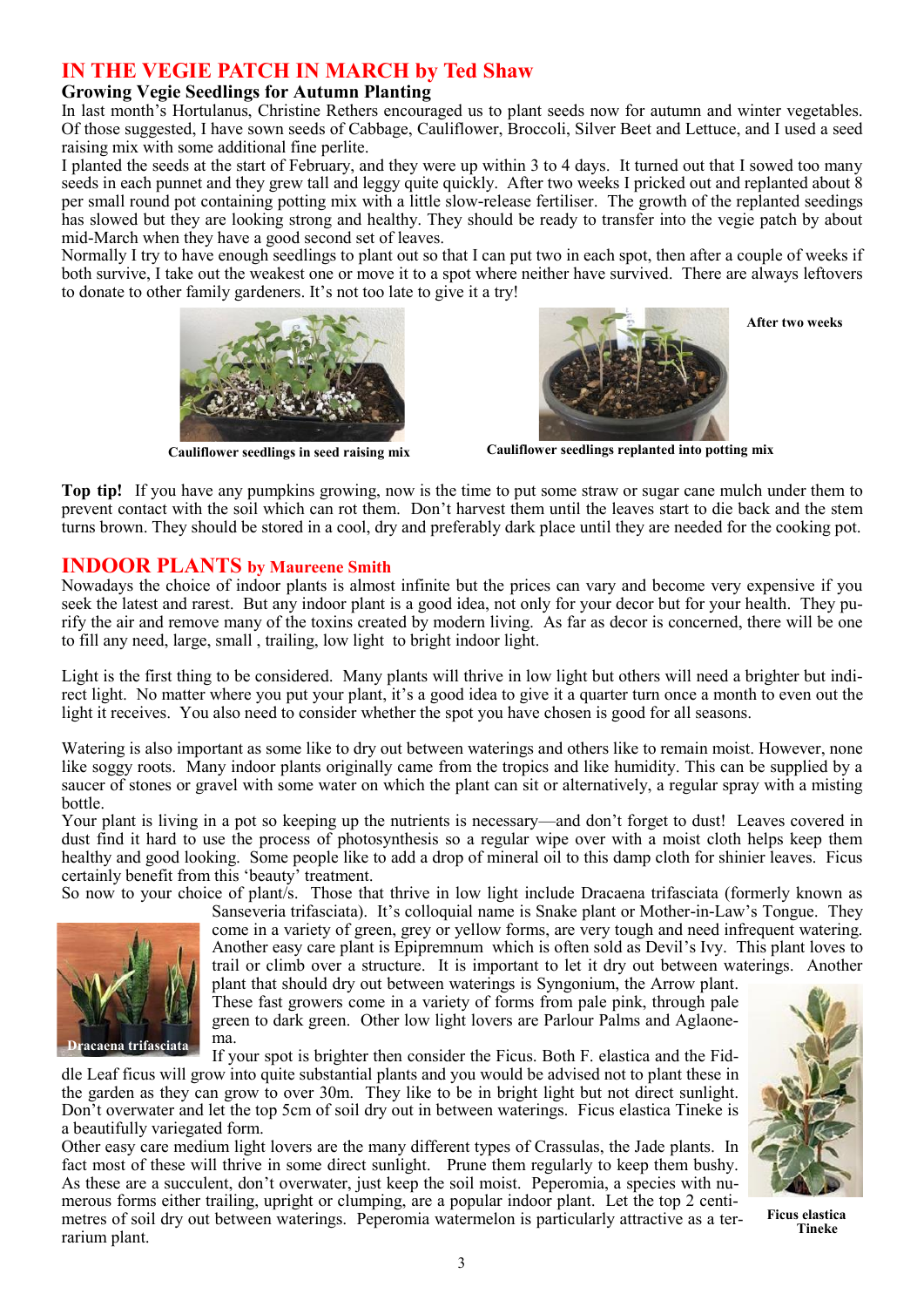## IN THE VEGIE PATCH IN MARCH by Ted Shaw

### Growing Vegie Seedlings for Autumn Planting

In last month's Hortulanus, Christine Rethers encouraged us to plant seeds now for autumn and winter vegetables. Of those suggested, I have sown seeds of Cabbage, Cauliflower, Broccoli, Silver Beet and Lettuce, and I used a seed raising mix with some additional fine perlite.

I planted the seeds at the start of February, and they were up within 3 to 4 days. It turned out that I sowed too many seeds in each punnet and they grew tall and leggy quite quickly. After two weeks I pricked out and replanted about 8 per small round pot containing potting mix with a little slow-release fertiliser. The growth of the replanted seedings has slowed but they are looking strong and healthy. They should be ready to transfer into the vegie patch by about mid-March when they have a good second set of leaves.

Normally I try to have enough seedlings to plant out so that I can put two in each spot, then after a couple of weeks if both survive, I take out the weakest one or move it to a spot where neither have survived. There are always leftovers to donate to other family gardeners. It's not too late to give it a try!

Cauliflower seedlings in seed raising mix

After two weeks

Cauliflower seedlings replanted into potting mix

**Top tip!** If you have any pumpkins growing, now is the time to put some straw or sugar cane mulch under them to prevent contact with the soil which can rot them. Don't harvest them until the leaves start to die back and the stem turns brown. They should be stored in a cool, dry and preferably dark place until they are needed for the cooking pot.

## INDOOR PLANTS by Maureene Smith

Nowadays the choice of indoor plants is almost infinite but the prices can vary and become very expensive if you seek the latest and rarest. But any indoor plant is a good idea, not only for your decor but for your health. They purify the air and remove many of the toxins created by modern living. As far as decor is concerned, there will be one to fill any need, large, small , trailing, low light to bright indoor light.

Light is the first thing to be considered. Many plants will thrive in low light but others will need a brighter but indirect light. No matter where you put your plant, it's a good idea to give it a quarter turn once a month to even out the light it receives. You also need to consider whether the spot you have chosen is good for all seasons.

Watering is also important as some like to dry out between waterings and others like to remain moist. However, none like soggy roots. Many indoor plants originally came from the tropics and like humidity. This can be supplied by a saucer of stones or gravel with some water on which the plant can sit or alternatively, a regular spray with a misting bottle.

Your plant is living in a pot so keeping up the nutrients is necessary—and don't forget to dust! Leaves covered in dust find it hard to use the process of photosynthesis so a regular wipe over with a moist cloth helps keep them healthy and good looking. Some people like to add a drop of mineral oil to this damp cloth for shinier leaves. Ficus certainly benefit from this 'beauty' treatment.

So now to your choice of plant/s. Those that thrive in low light include Dracaena trifasciata (formerly known as Sanseveria trifasciata). It's colloquial name is Snake plant or Mother-in-Law's Tongue. They come in a variety of green, grey or yellow forms, are very tough and need infrequent watering. Another easy care plant is Epipremnum which is often sold as Devil's Ivy. This plant loves to trail or climb over a structure. It is important to let it dry out between waterings. Another plant that should dry out between waterings is Syngonium, the Arrow plant. These fast growers come in a variety of forms from pale pink, through pale green to dark green. Other low light lovers are Parlour Palms and Aglaonema.

Dracaena trifasciata

If your spot is brighter then consider the Ficus. Both F. elastica and the Fiddle Leaf ficus will grow into quite substantial plants and you would be advised not to plant these in the garden as they can grow to over 30m. They like to be in bright light but not direct sunlight. Don't overwater and let the top 5cm of soil dry out in between waterings. Ficus elastica Tineke is a beautifully variegated form.

Other easy care medium light lovers are the many different types of Crassulas, the Jade plants. In fact most of these will thrive in some direct sunlight. Prune them regularly to keep them bushy. As these are a succulent, don't overwater, just keep the soil moist. Peperomia, a species with numerous forms either trailing, upright or clumping, are a popular indoor plant. Let the top 2 centimetres of soil dry out between waterings. Peperomia watermelon is particularly attractive as a terrarium plant.

Ficus elastica Tineke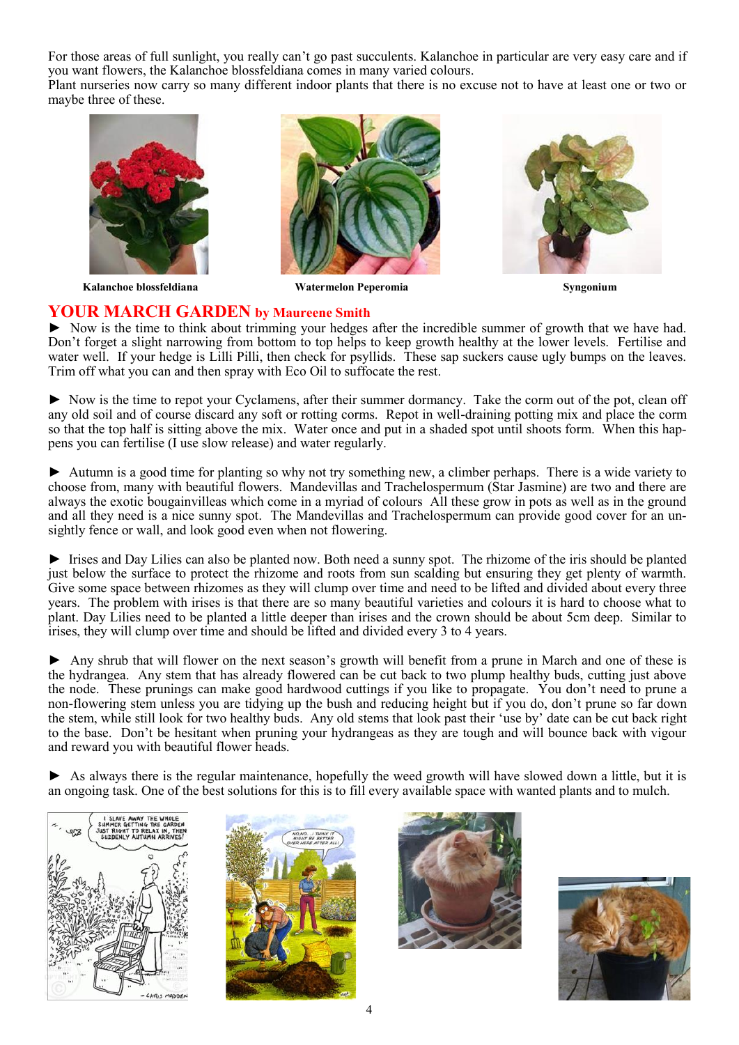For those areas of full sunlight, you really can't go past succulents. Kalanchoe in particular are very easy care and if you want flowers, the Kalanchoe blossfeldiana comes in many varied colours.
Plant nurseries now carry so many different indoor plants that there is no excuse not to have at least one or two or maybe three of these.

**Kalanchoe blossfeldiana** **Watermelon Peperomia** **Syngonium**

## YOUR MARCH GARDEN by Maureene Smith

► Now is the time to think about trimming your hedges after the incredible summer of growth that we have had. Don't forget a slight narrowing from bottom to top helps to keep growth healthy at the lower levels. Fertilise and water well. If your hedge is Lilli Pilli, then check for psyllids. These sap suckers cause ugly bumps on the leaves. Trim off what you can and then spray with Eco Oil to suffocate the rest.

► Now is the time to repot your Cyclamens, after their summer dormancy. Take the corm out of the pot, clean off any old soil and of course discard any soft or rotting corms. Repot in well-draining potting mix and place the corm so that the top half is sitting above the mix. Water once and put in a shaded spot until shoots form. When this happens you can fertilise (I use slow release) and water regularly.

► Autumn is a good time for planting so why not try something new, a climber perhaps. There is a wide variety to choose from, many with beautiful flowers. Mandevillas and Trachelospermum (Star Jasmine) are two and there are always the exotic bougainvilleas which come in a myriad of colours All these grow in pots as well as in the ground and all they need is a nice sunny spot. The Mandevillas and Trachelospermum can provide good cover for an unsightly fence or wall, and look good even when not flowering.

► Irises and Day Lilies can also be planted now. Both need a sunny spot. The rhizome of the iris should be planted just below the surface to protect the rhizome and roots from sun scalding but ensuring they get plenty of warmth. Give some space between rhizomes as they will clump over time and need to be lifted and divided about every three years. The problem with irises is that there are so many beautiful varieties and colours it is hard to choose what to plant. Day Lilies need to be planted a little deeper than irises and the crown should be about 5cm deep. Similar to irises, they will clump over time and should be lifted and divided every 3 to 4 years.

► Any shrub that will flower on the next season's growth will benefit from a prune in March and one of these is the hydrangea. Any stem that has already flowered can be cut back to two plump healthy buds, cutting just above the node. These prunings can make good hardwood cuttings if you like to propagate. You don't need to prune a non-flowering stem unless you are tidying up the bush and reducing height but if you do, don't prune so far down the stem, while still look for two healthy buds. Any old stems that look past their 'use by' date can be cut back right to the base. Don't be hesitant when pruning your hydrangeas as they are tough and will bounce back with vigour and reward you with beautiful flower heads.

► As always there is the regular maintenance, hopefully the weed growth will have slowed down a little, but it is an ongoing task. One of the best solutions for this is to fill every available space with wanted plants and to mulch.